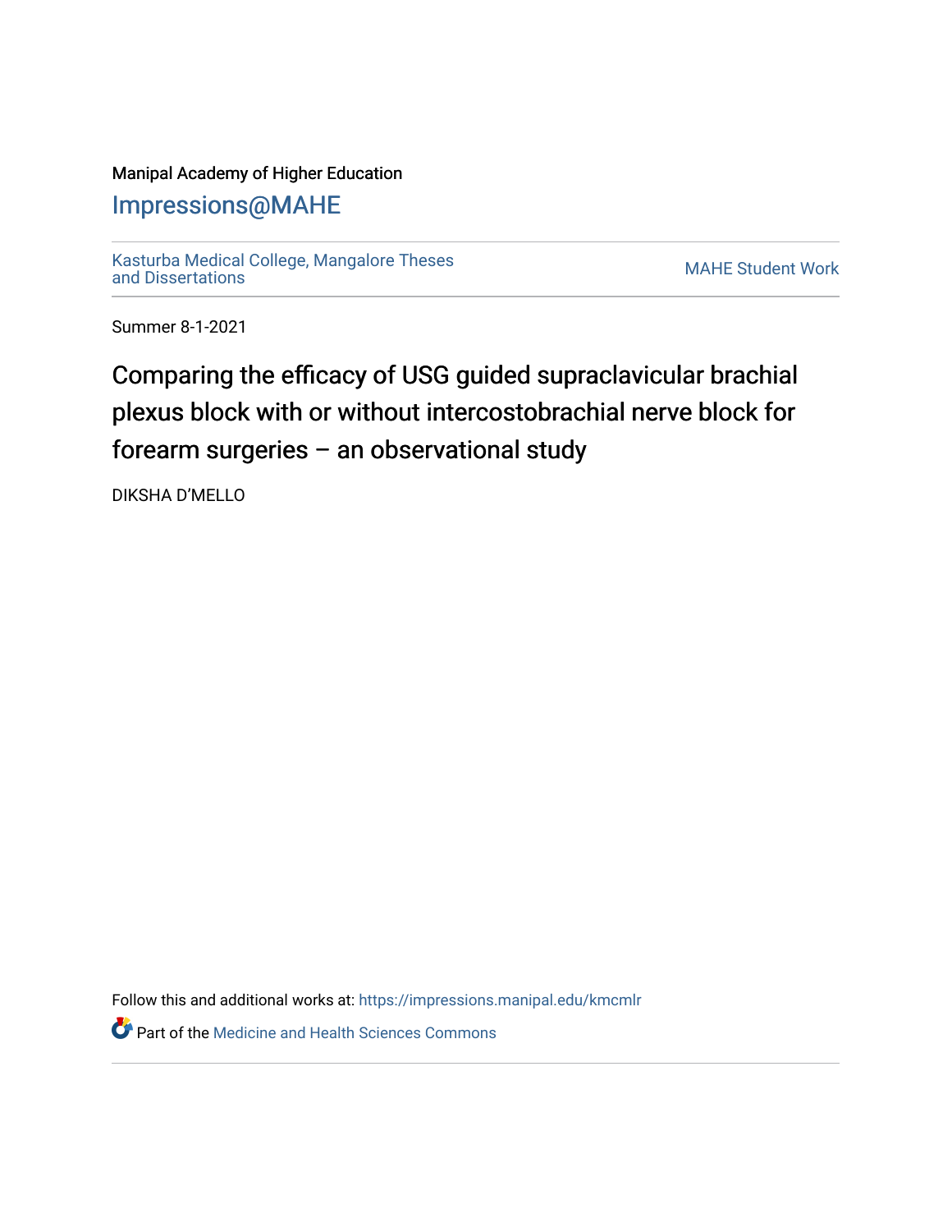Manipal Academy of Higher Education

[Impressions@MAHE](https://impressions.manipal.edu)

[Kasturba Medical College, Mangalore Theses and Dissertations](https://impressions.manipal.edu/kmcmlr) | [MAHE Student Work](https://impressions.manipal.edu)

Summer 8-1-2021

# Comparing the efficacy of USG guided supraclavicular brachial plexus block with or without intercostobrachial nerve block for forearm surgeries – an observational study

DIKSHA D'MELLO

Follow this and additional works at: https://impressions.manipal.edu/kmcmlr

Part of the Medicine and Health Sciences Commons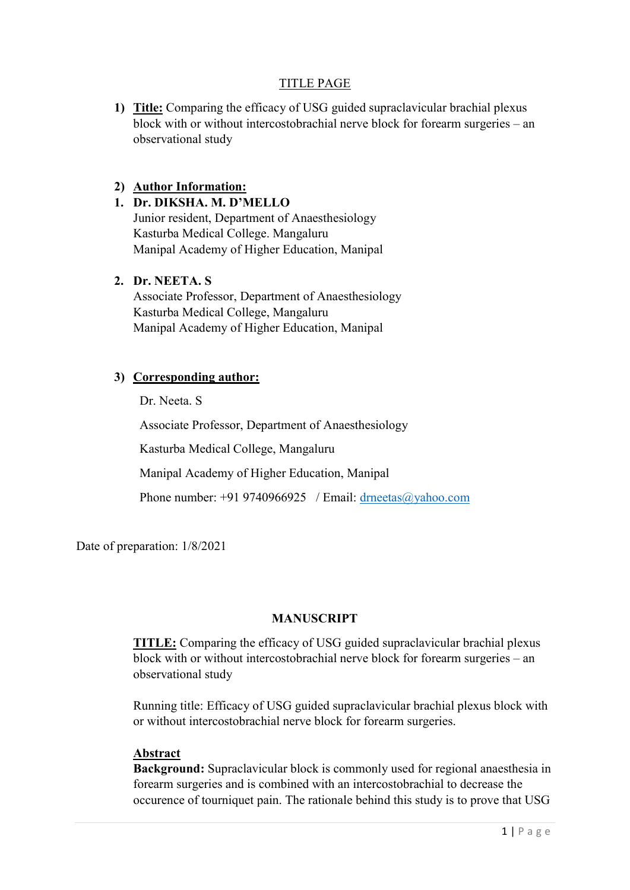# TITLE PAGE

1) **Title:** Comparing the efficacy of USG guided supraclavicular brachial plexus block with or without intercostobrachial nerve block for forearm surgeries – an observational study

2) **Author Information:**

1. **Dr. DIKSHA. M. D'MELLO**
   Junior resident, Department of Anaesthesiology
   Kasturba Medical College. Mangaluru
   Manipal Academy of Higher Education, Manipal

2. **Dr. NEETA. S**
   Associate Professor, Department of Anaesthesiology
   Kasturba Medical College, Mangaluru
   Manipal Academy of Higher Education, Manipal

3) **Corresponding author:**

Dr. Neeta. S

Associate Professor, Department of Anaesthesiology

Kasturba Medical College, Mangaluru

Manipal Academy of Higher Education, Manipal

Phone number: +91 9740966925 / Email: drneetas@yahoo.com

Date of preparation: 1/8/2021

# MANUSCRIPT

**TITLE:** Comparing the efficacy of USG guided supraclavicular brachial plexus block with or without intercostobrachial nerve block for forearm surgeries – an observational study

Running title: Efficacy of USG guided supraclavicular brachial plexus block with or without intercostobrachial nerve block for forearm surgeries.

## Abstract

**Background:** Supraclavicular block is commonly used for regional anaesthesia in forearm surgeries and is combined with an intercostobrachial to decrease the occurence of tourniquet pain. The rationale behind this study is to prove that USG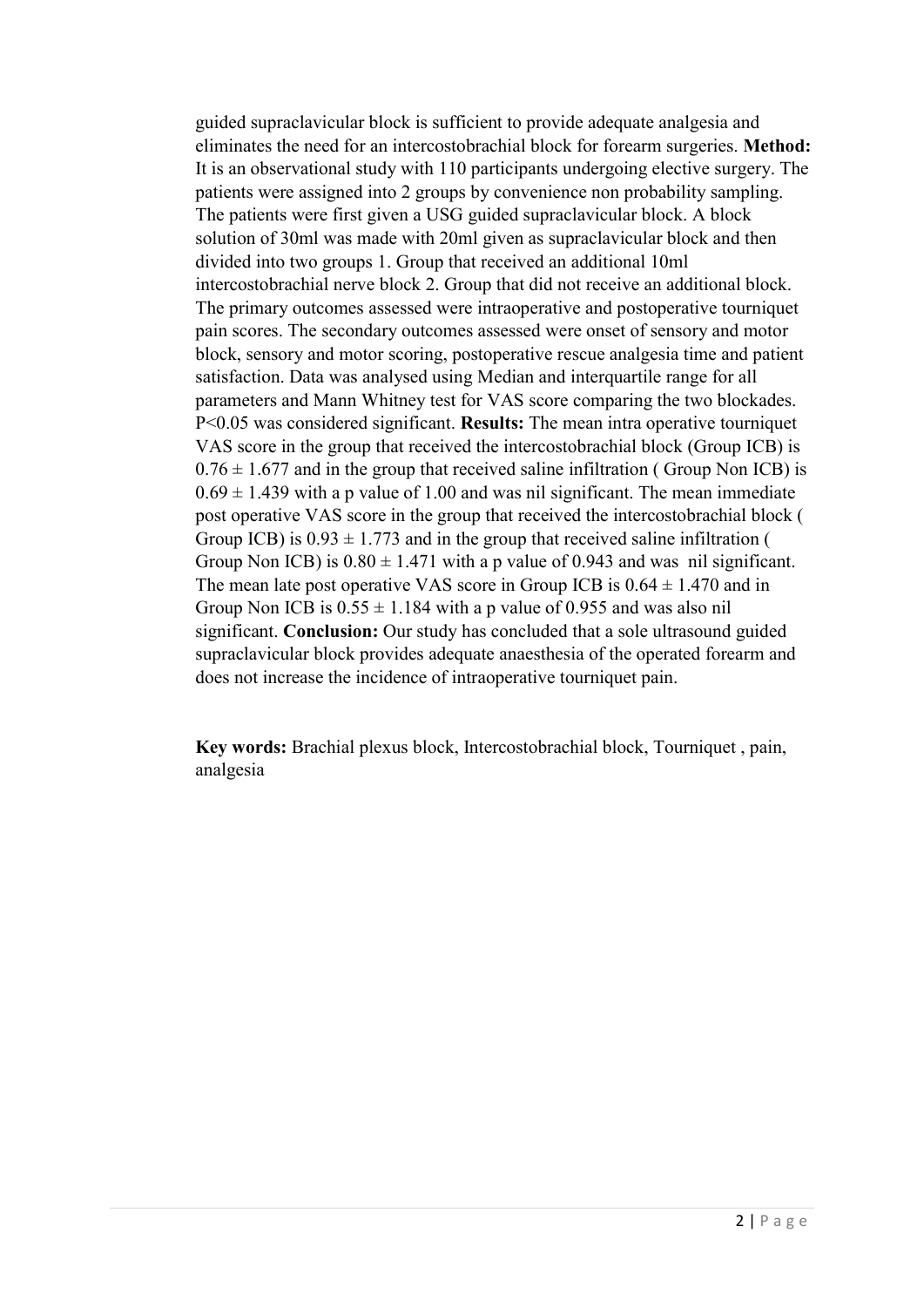guided supraclavicular block is sufficient to provide adequate analgesia and eliminates the need for an intercostobrachial block for forearm surgeries. **Method:** It is an observational study with 110 participants undergoing elective surgery. The patients were assigned into 2 groups by convenience non probability sampling. The patients were first given a USG guided supraclavicular block. A block solution of 30ml was made with 20ml given as supraclavicular block and then divided into two groups 1. Group that received an additional 10ml intercostobrachial nerve block 2. Group that did not receive an additional block. The primary outcomes assessed were intraoperative and postoperative tourniquet pain scores. The secondary outcomes assessed were onset of sensory and motor block, sensory and motor scoring, postoperative rescue analgesia time and patient satisfaction. Data was analysed using Median and interquartile range for all parameters and Mann Whitney test for VAS score comparing the two blockades. $P<0.05$ was considered significant. **Results:** The mean intra operative tourniquet VAS score in the group that received the intercostobrachial block (Group ICB) is $0.76 \pm 1.677$ and in the group that received saline infiltration ( Group Non ICB) is $0.69 \pm 1.439$ with a p value of 1.00 and was nil significant. The mean immediate post operative VAS score in the group that received the intercostobrachial block ( Group ICB) is $0.93 \pm 1.773$ and in the group that received saline infiltration ( Group Non ICB) is $0.80 \pm 1.471$ with a p value of 0.943 and was nil significant. The mean late post operative VAS score in Group ICB is $0.64 \pm 1.470$ and in Group Non ICB is $0.55 \pm 1.184$ with a p value of 0.955 and was also nil significant. **Conclusion:** Our study has concluded that a sole ultrasound guided supraclavicular block provides adequate anaesthesia of the operated forearm and does not increase the incidence of intraoperative tourniquet pain.

**Key words:** Brachial plexus block, Intercostobrachial block, Tourniquet , pain, analgesia